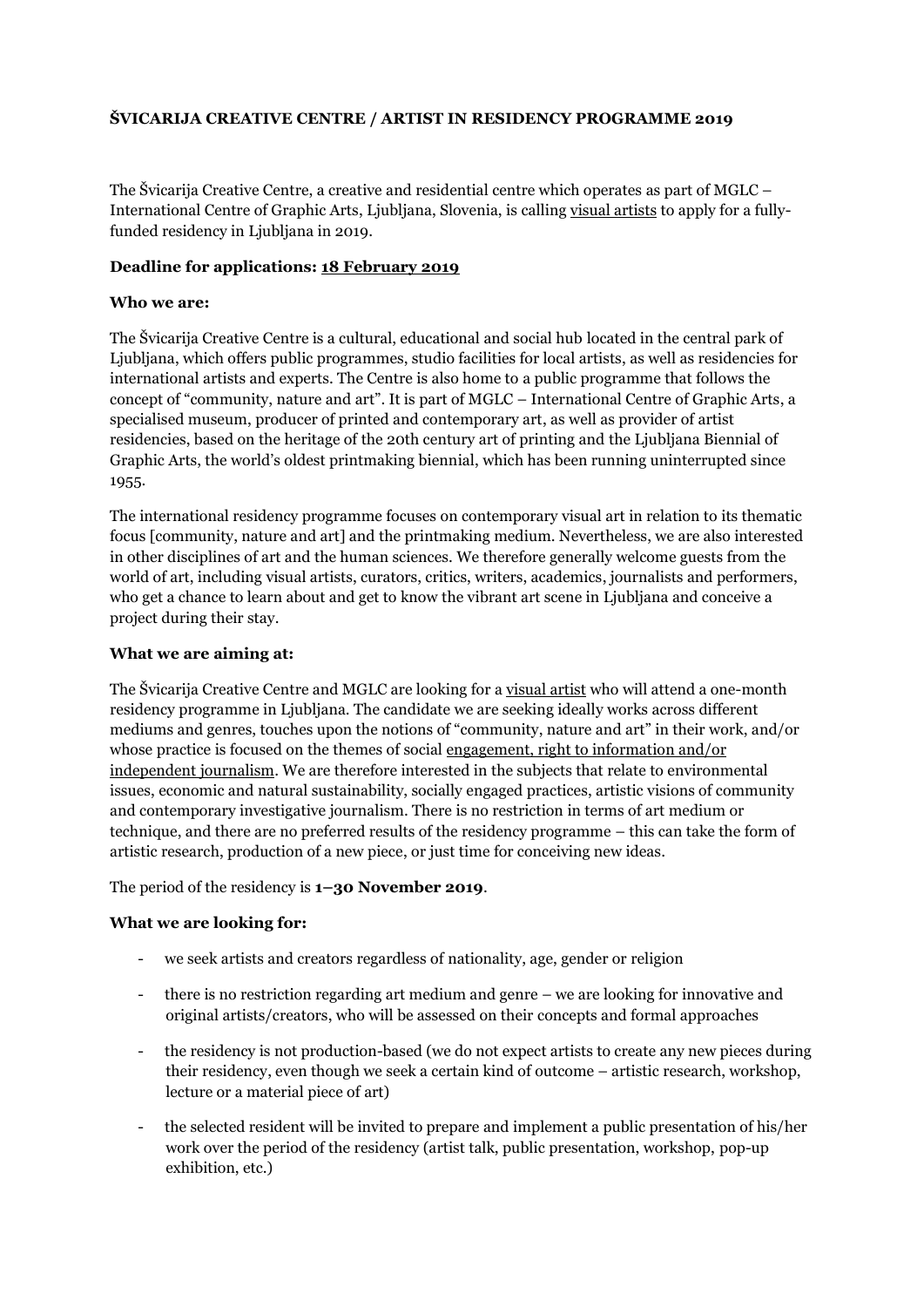**ŠVICARIJA CREATIVE CENTRE / ARTIST IN RESIDENCY PROGRAMME 2019**

The Švicarija Creative Centre, a creative and residential centre which operates as part of MGLC – International Centre of Graphic Arts, Ljubljana, Slovenia, is calling visual artists to apply for a fully-funded residency in Ljubljana in 2019.

**Deadline for applications: 18 February 2019**

**Who we are:**

The Švicarija Creative Centre is a cultural, educational and social hub located in the central park of Ljubljana, which offers public programmes, studio facilities for local artists, as well as residencies for international artists and experts. The Centre is also home to a public programme that follows the concept of "community, nature and art". It is part of MGLC – International Centre of Graphic Arts, a specialised museum, producer of printed and contemporary art, as well as provider of artist residencies, based on the heritage of the 20th century art of printing and the Ljubljana Biennial of Graphic Arts, the world's oldest printmaking biennial, which has been running uninterrupted since 1955.

The international residency programme focuses on contemporary visual art in relation to its thematic focus [community, nature and art] and the printmaking medium. Nevertheless, we are also interested in other disciplines of art and the human sciences. We therefore generally welcome guests from the world of art, including visual artists, curators, critics, writers, academics, journalists and performers, who get a chance to learn about and get to know the vibrant art scene in Ljubljana and conceive a project during their stay.

**What we are aiming at:**

The Švicarija Creative Centre and MGLC are looking for a visual artist who will attend a one-month residency programme in Ljubljana. The candidate we are seeking ideally works across different mediums and genres, touches upon the notions of "community, nature and art" in their work, and/or whose practice is focused on the themes of social engagement, right to information and/or independent journalism. We are therefore interested in the subjects that relate to environmental issues, economic and natural sustainability, socially engaged practices, artistic visions of community and contemporary investigative journalism. There is no restriction in terms of art medium or technique, and there are no preferred results of the residency programme – this can take the form of artistic research, production of a new piece, or just time for conceiving new ideas.

The period of the residency is **1–30 November 2019**.

**What we are looking for:**

- we seek artists and creators regardless of nationality, age, gender or religion
- there is no restriction regarding art medium and genre – we are looking for innovative and original artists/creators, who will be assessed on their concepts and formal approaches
- the residency is not production-based (we do not expect artists to create any new pieces during their residency, even though we seek a certain kind of outcome – artistic research, workshop, lecture or a material piece of art)
- the selected resident will be invited to prepare and implement a public presentation of his/her work over the period of the residency (artist talk, public presentation, workshop, pop-up exhibition, etc.)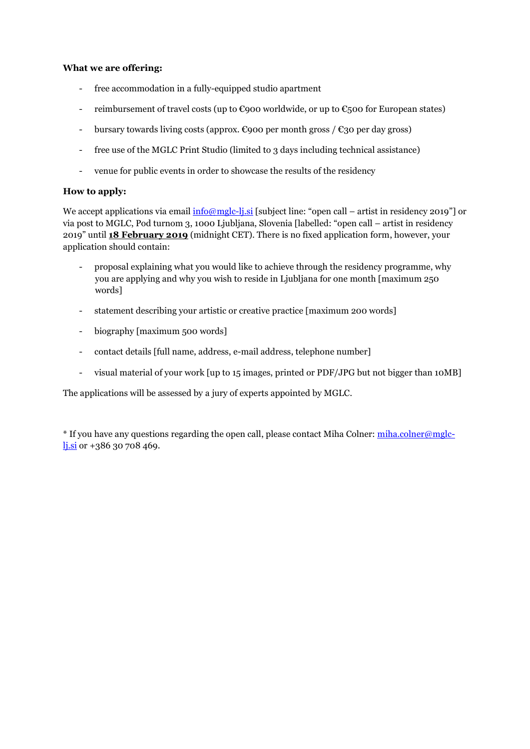**What we are offering:**

- free accommodation in a fully-equipped studio apartment
- reimbursement of travel costs (up to €900 worldwide, or up to €500 for European states)
- bursary towards living costs (approx. €900 per month gross / €30 per day gross)
- free use of the MGLC Print Studio (limited to 3 days including technical assistance)
- venue for public events in order to showcase the results of the residency

**How to apply:**

We accept applications via email info@mglc-lj.si [subject line: "open call – artist in residency 2019"] or via post to MGLC, Pod turnom 3, 1000 Ljubljana, Slovenia [labelled: "open call – artist in residency 2019" until **18 February 2019** (midnight CET). There is no fixed application form, however, your application should contain:

- proposal explaining what you would like to achieve through the residency programme, why you are applying and why you wish to reside in Ljubljana for one month [maximum 250 words]
- statement describing your artistic or creative practice [maximum 200 words]
- biography [maximum 500 words]
- contact details [full name, address, e-mail address, telephone number]
- visual material of your work [up to 15 images, printed or PDF/JPG but not bigger than 10MB]

The applications will be assessed by a jury of experts appointed by MGLC.

* If you have any questions regarding the open call, please contact Miha Colner: miha.colner@mglc-lj.si or +386 30 708 469.